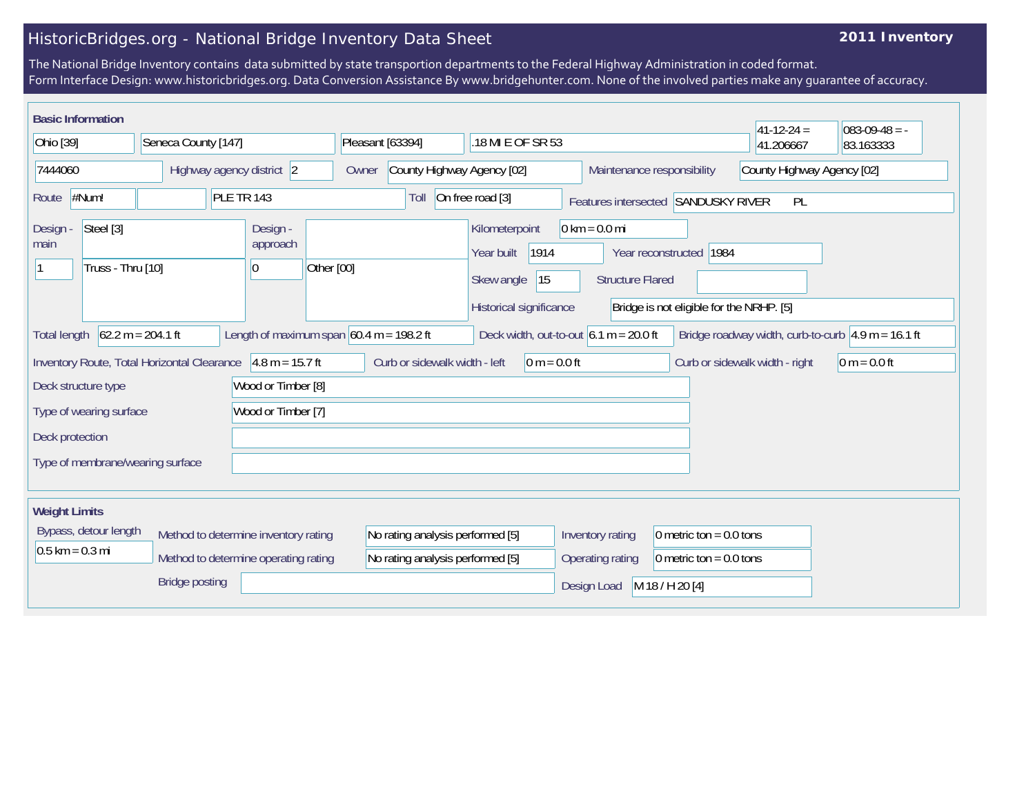# HistoricBridges.org - National Bridge Inventory Data Sheet

**2011 Inventory**

The National Bridge Inventory contains data submitted by state transportion departments to the Federal Highway Administration in coded format.
Form Interface Design: www.historicbridges.org. Data Conversion Assistance By www.bridgehunter.com. None of the involved parties make any guarantee of accuracy.

## Basic Information

| | |
|---|---|
| State | Ohio [39] |
| County | Seneca County [147] |
| Place | Pleasant [63394] |
| Location | .18 MI E OF SR 53 |
| Latitude | 41-12-24 = 41.206667 |
| Longitude | 083-09-48 = -83.163333 |
| Structure number | 7444060 |
| Highway agency district | 2 |
| Owner | County Highway Agency [02] |
| Maintenance responsibility | County Highway Agency [02] |
| Route | #Num! |
| Facility carried | PLE TR 143 |
| Toll | On free road [3] |
| Features intersected | SANDUSKY RIVER PL |
| Design - main | Steel [3] |
| | 1 — Truss - Thru [10] |
| Design - approach | |
| | 0 — Other [00] |
| Kilometerpoint | 0 km = 0.0 mi |
| Year built | 1914 |
| Year reconstructed | 1984 |
| Skew angle | 15 |
| Structure Flared | |
| Historical significance | Bridge is not eligible for the NRHP. [5] |
| Total length | 62.2 m = 204.1 ft |
| Length of maximum span | 60.4 m = 198.2 ft |
| Deck width, out-to-out | 6.1 m = 20.0 ft |
| Bridge roadway width, curb-to-curb | 4.9 m = 16.1 ft |
| Inventory Route, Total Horizontal Clearance | 4.8 m = 15.7 ft |
| Curb or sidewalk width - left | 0 m = 0.0 ft |
| Curb or sidewalk width - right | 0 m = 0.0 ft |
| Deck structure type | Wood or Timber [8] |
| Type of wearing surface | Wood or Timber [7] |
| Deck protection | |
| Type of membrane/wearing surface | |

## Weight Limits

| | |
|---|---|
| Bypass, detour length | 0.5 km = 0.3 mi |
| Method to determine inventory rating | No rating analysis performed [5] |
| Method to determine operating rating | No rating analysis performed [5] |
| Inventory rating | 0 metric ton = 0.0 tons |
| Operating rating | 0 metric ton = 0.0 tons |
| Bridge posting | |
| Design Load | M 18 / H 20 [4] |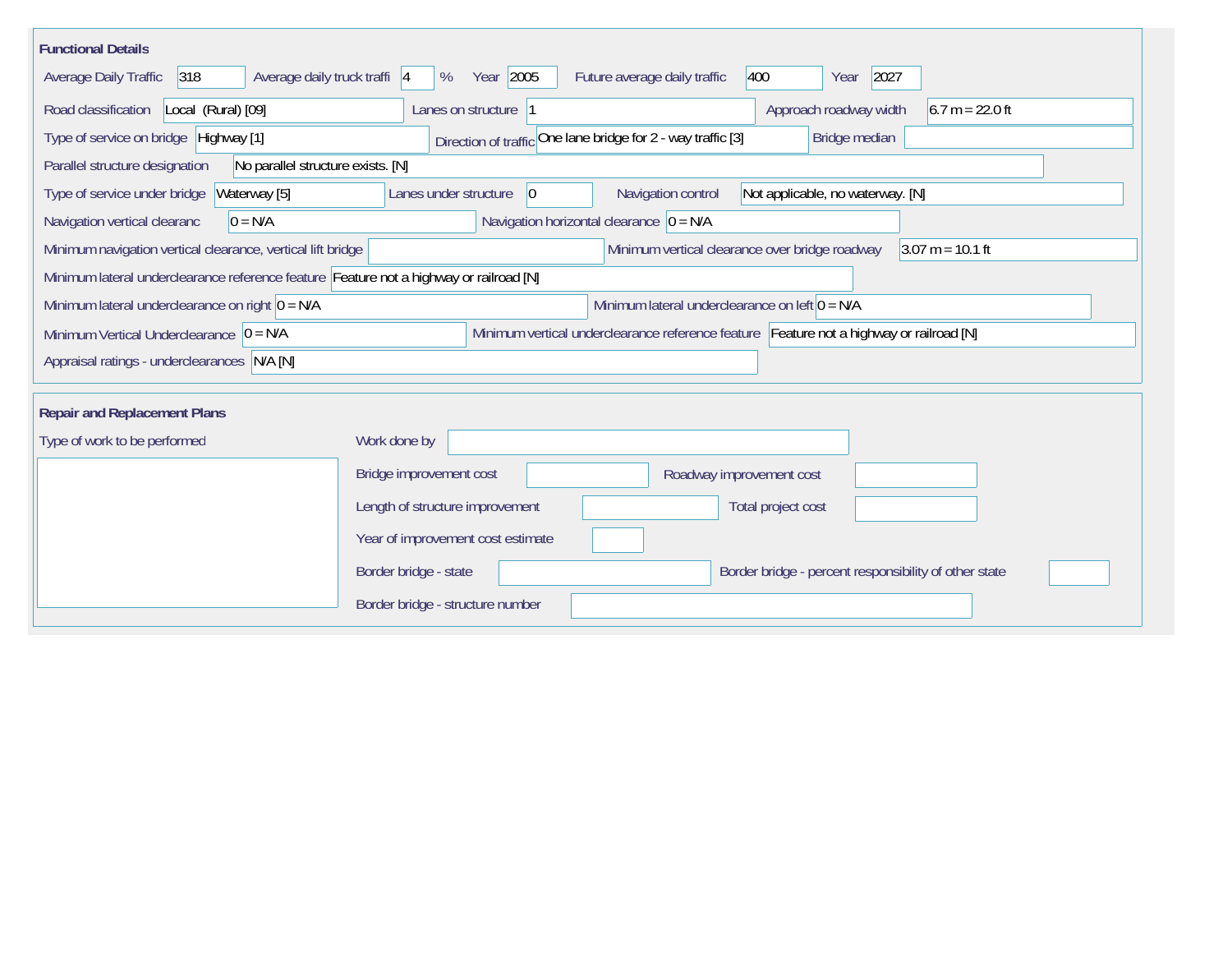## Functional Details

Average Daily Traffic: 318
Average daily truck traffi: 4 %
Year: 2005
Future average daily traffic: 400
Year: 2027

Road classification: Local (Rural) [09]
Lanes on structure: 1
Approach roadway width: 6.7 m = 22.0 ft

Type of service on bridge: Highway [1]
Direction of traffic: One lane bridge for 2 - way traffic [3]
Bridge median:

Parallel structure designation: No parallel structure exists. [N]

Type of service under bridge: Waterway [5]
Lanes under structure: 0
Navigation control: Not applicable, no waterway. [N]

Navigation vertical clearanc: 0 = N/A
Navigation horizontal clearance: 0 = N/A

Minimum navigation vertical clearance, vertical lift bridge:
Minimum vertical clearance over bridge roadway: 3.07 m = 10.1 ft

Minimum lateral underclearance reference feature: Feature not a highway or railroad [N]

Minimum lateral underclearance on right: 0 = N/A
Minimum lateral underclearance on left: 0 = N/A

Minimum Vertical Underclearance: 0 = N/A
Minimum vertical underclearance reference feature: Feature not a highway or railroad [N]

Appraisal ratings - underclearances: N/A [N]

## Repair and Replacement Plans

Type of work to be performed:

Work done by:

Bridge improvement cost:
Roadway improvement cost:

Length of structure improvement:
Total project cost:

Year of improvement cost estimate:

Border bridge - state:
Border bridge - percent responsibility of other state:

Border bridge - structure number: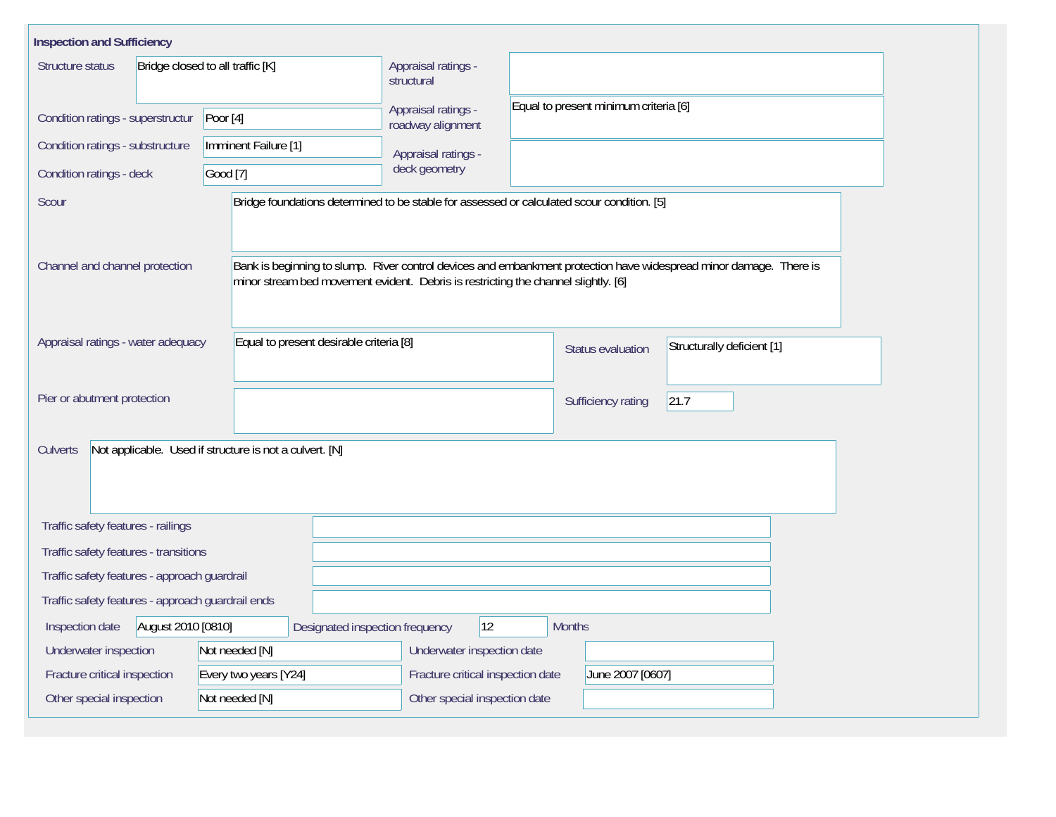## Inspection and Sufficiency

| Field | Value |
|---|---|
| Structure status | Bridge closed to all traffic [K] |
| Appraisal ratings - structural | |
| Condition ratings - superstructur | Poor [4] |
| Appraisal ratings - roadway alignment | Equal to present minimum criteria [6] |
| Condition ratings - substructure | Imminent Failure [1] |
| Appraisal ratings - deck geometry | |
| Condition ratings - deck | Good [7] |
| Scour | Bridge foundations determined to be stable for assessed or calculated scour condition. [5] |
| Channel and channel protection | Bank is beginning to slump. River control devices and embankment protection have widespread minor damage. There is minor stream bed movement evident. Debris is restricting the channel slightly. [6] |
| Appraisal ratings - water adequacy | Equal to present desirable criteria [8] |
| Status evaluation | Structurally deficient [1] |
| Pier or abutment protection | |
| Sufficiency rating | 21.7 |
| Culverts | Not applicable. Used if structure is not a culvert. [N] |
| Traffic safety features - railings | |
| Traffic safety features - transitions | |
| Traffic safety features - approach guardrail | |
| Traffic safety features - approach guardrail ends | |
| Inspection date | August 2010 [0810] |
| Designated inspection frequency | 12 Months |
| Underwater inspection | Not needed [N] |
| Underwater inspection date | |
| Fracture critical inspection | Every two years [Y24] |
| Fracture critical inspection date | June 2007 [0607] |
| Other special inspection | Not needed [N] |
| Other special inspection date | |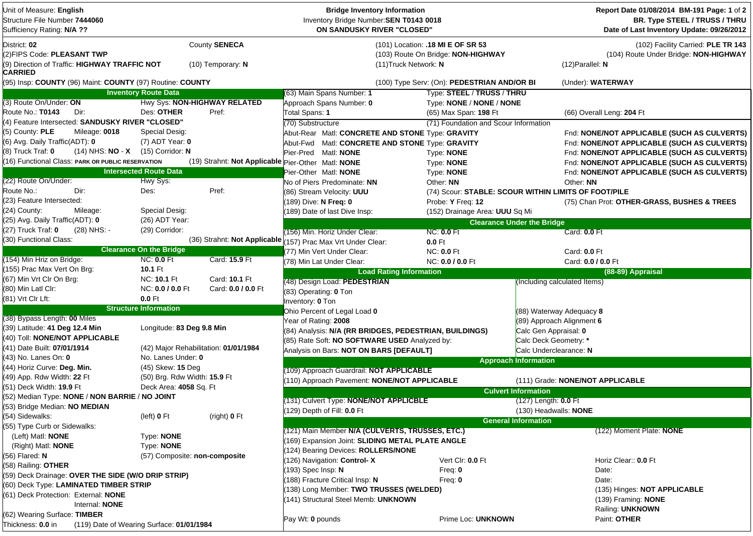Unit of Measure: **English**
Structure File Number **7444060**
Sufficiency Rating: **N/A ??**

**Bridge Inventory Information**
Inventory Bridge Number:**SEN T0143 0018**
**ON SANDUSKY RIVER "CLOSED"**

Report Date 01/08/2014 BM-191
**BR. Type STEEL / TRUSS / THRU**
**Date of Last Inventory Update: 09/26/2012**

District: **02** County **SENECA**
(2)FIPS Code: **PLEASANT TWP**
(9) Direction of Traffic: **HIGHWAY TRAFFIC NOT CARRIED** (10) Temporary: **N**
(95) Insp: **COUNTY** (96) Maint: **COUNTY** (97) Routine: **COUNTY**

(101) Location: **.18 MI E OF SR 53**
(102) Facility Carried: **PLE TR 143**
(103) Route On Bridge: **NON-HIGHWAY**
(104) Route Under Bridge: **NON-HIGHWAY**
(11)Truck Network: **N** (12)Parallel: **N**
(100) Type Serv: (On): **PEDESTRIAN AND/OR BI** (Under): **WATERWAY**

## Inventory Route Data

(3) Route On/Under: **ON** Hwy Sys: **NON-HIGHWAY RELATED**
Route No.: **T0143** Dir: Des: **OTHER** Pref:
(4) Feature Intersected: **SANDUSKY RIVER "CLOSED"**
(5) County: **PLE** Mileage: **0018** Special Desig:
(6) Avg. Daily Traffic(ADT): **0** (7) ADT Year: **0**
(8) Truck Traf: **0** (14) NHS: **NO - X** (15) Corridor: **N**
(16) Functional Class: **PARK OR PUBLIC RESERVATION** (19) Strahnt: **Not Applicable**

## Intersected Route Data

(22) Route On/Under: Hwy Sys:
Route No.: Dir: Des: Pref:
(23) Feature Intersected:
(24) County: Mileage: Special Desig:
(25) Avg. Daily Traffic(ADT): **0** (26) ADT Year:
(27) Truck Traf: **0** (28) NHS: **-** (29) Corridor:
(30) Functional Class: (36) Strahnt: **Not Applicable**

## Clearance On the Bridge

| | NC | Card |
|---|---|---|
| (154) Min Hriz on Bridge: | **0.0** Ft | **15.9** Ft |
| (155) Prac Max Vert On Brg: | **10.1** Ft | |
| (67) Min Vrt Clr On Brg: | **10.1** Ft | **10.1** Ft |
| (80) Min Latl Clr: | **0.0 / 0.0** Ft | **0.0 / 0.0** Ft |
| (81) Vrt Clr Lft: | **0.0** Ft | |

## Structure Information

(38) Bypass Length: **00** Miles
(39) Latitude: **41 Deg 12.4 Min** Longitude: **83 Deg 9.8 Min**
(40) Toll: **NONE/NOT APPLICABLE**
(41) Date Built: **07/01/1914** (42) Major Rehabilitation: **01/01/1984**
(43) No. Lanes On: **0** No. Lanes Under: **0**
(44) Horiz Curve: **Deg. Min.** (45) Skew: **15** Deg
(49) App. Rdw Width: **22** Ft (50) Brg. Rdw Width: **15.9** Ft
(51) Deck Width: **19.9** Ft Deck Area: **4058** Sq. Ft
(52) Median Type: **NONE / NON BARRIE / NO JOINT**
(53) Bridge Median: **NO MEDIAN**
(54) Sidewalks: (left) **0** Ft (right) **0** Ft
(55) Type Curb or Sidewalks:
(Left) Matl: **NONE** Type: **NONE**
(Right) Matl: **NONE** Type: **NONE**
(56) Flared: **N** (57) Composite: **non-composite**
(58) Railing: **OTHER**
(59) Deck Drainage: **OVER THE SIDE (W/O DRIP STRIP)**
(60) Deck Type: **LAMINATED TIMBER STRIP**
(61) Deck Protection: External: **NONE**
Internal: **NONE**
(62) Wearing Surface: **TIMBER**
Thickness: **0.0** in (119) Date of Wearing Surface: **01/01/1984**

(63) Main Spans Number: **1** Type: **STEEL / TRUSS / THRU**
Approach Spans Number: **0** Type: **NONE / NONE / NONE**
Total Spans: **1** (65) Max Span: **198** Ft (66) Overall Leng: **204** Ft

| (70) Substructure | | (71) Foundation and Scour Information | |
|---|---|---|---|
| Abut-Rear | Matl: **CONCRETE AND STONE** | Type: **GRAVITY** | Fnd: **NONE/NOT APPLICABLE (SUCH AS CULVERTS)** |
| Abut-Fwd | Matl: **CONCRETE AND STONE** | Type: **GRAVITY** | Fnd: **NONE/NOT APPLICABLE (SUCH AS CULVERTS)** |
| Pier-Pred | Matl: **NONE** | Type: **NONE** | Fnd: **NONE/NOT APPLICABLE (SUCH AS CULVERTS)** |
| Pier-Other | Matl: **NONE** | Type: **NONE** | Fnd: **NONE/NOT APPLICABLE (SUCH AS CULVERTS)** |
| Pier-Other | Matl: **NONE** | Type: **NONE** | Fnd: **NONE/NOT APPLICABLE (SUCH AS CULVERTS)** |
| No of Piers Predominate: **NN** | | Other: **NN** | Other: **NN** |

(86) Stream Velocity: **UUU** (74) Scour: **STABLE: SCOUR WITHIN LIMITS OF FOOT/PILE**
(189) Dive: **N Freq: 0** Probe: **Y** Freq: **12** (75) Chan Prot: **OTHER-GRASS, BUSHES & TREES**
(189) Date of last Dive Insp: (152) Drainage Area: **UUU** Sq Mi

## Clearance Under the Bridge

| | NC | Card |
|---|---|---|
| (156) Min. Horiz Under Clear: | **0.0** Ft | **0.0** Ft |
| (157) Prac Max Vrt Under Clear: | **0.0** Ft | |
| (77) Min Vert Under Clear: | **0.0** Ft | **0.0** Ft |
| (78) Min Lat Under Clear: | **0.0 / 0.0** Ft | **0.0 / 0.0** Ft |

## Load Rating Information

(48) Design Load: **PEDESTRIAN**
(83) Operating: **0** Ton
Inventory: **0** Ton
Ohio Percent of Legal Load **0**
Year of Rating: **2008**
(84) Analysis: **N/A (RR BRIDGES, PEDESTRIAN, BUILDINGS)**
(85) Rate Soft: **NO SOFTWARE USED** Analyzed by:
Analysis on Bars: **NOT ON BARS [DEFAULT]**

## (88-89) Appraisal

(Including calculated Items)
(88) Waterway Adequacy **8**
(89) Approach Alignment **6**
Calc Gen Appraisal: **0**
Calc Deck Geometry: *
Calc Underclearance: **N**

## Approach Information

(109) Approach Guardrail: **NOT APPLICABLE**
(110) Approach Pavement: **NONE/NOT APPLICABLE** (111) Grade: **NONE/NOT APPLICABLE**

## Culvert Information

(131) Culvert Type: **NONE/NOT APPLICBLE** (127) Length: **0.0** Ft
(129) Depth of Fill: **0.0** Ft (130) Headwalls: **NONE**

## General Information

(121) Main Member **N/A (CULVERTS, TRUSSES, ETC.)** (122) Moment Plate: **NONE**
(169) Expansion Joint: **SLIDING METAL PLATE ANGLE**
(124) Bearing Devices: **ROLLERS/NONE**
(126) Navigation: **Control- X** Vert Clr: **0.0** Ft Horiz Clear:: **0.0** Ft
(193) Spec Insp: **N** Freq: **0** Date:
(188) Fracture Critical Insp: **N** Freq: **0** Date:
(138) Long Member: **TWO TRUSSES (WELDED)** (135) Hinges: **NOT APPLICABLE**
(141) Structural Steel Memb: **UNKNOWN** (139) Framing: **NONE**
Railing: **UNKNOWN**
Pay Wt: **0** pounds Prime Loc: **UNKNOWN** Paint: **OTHER**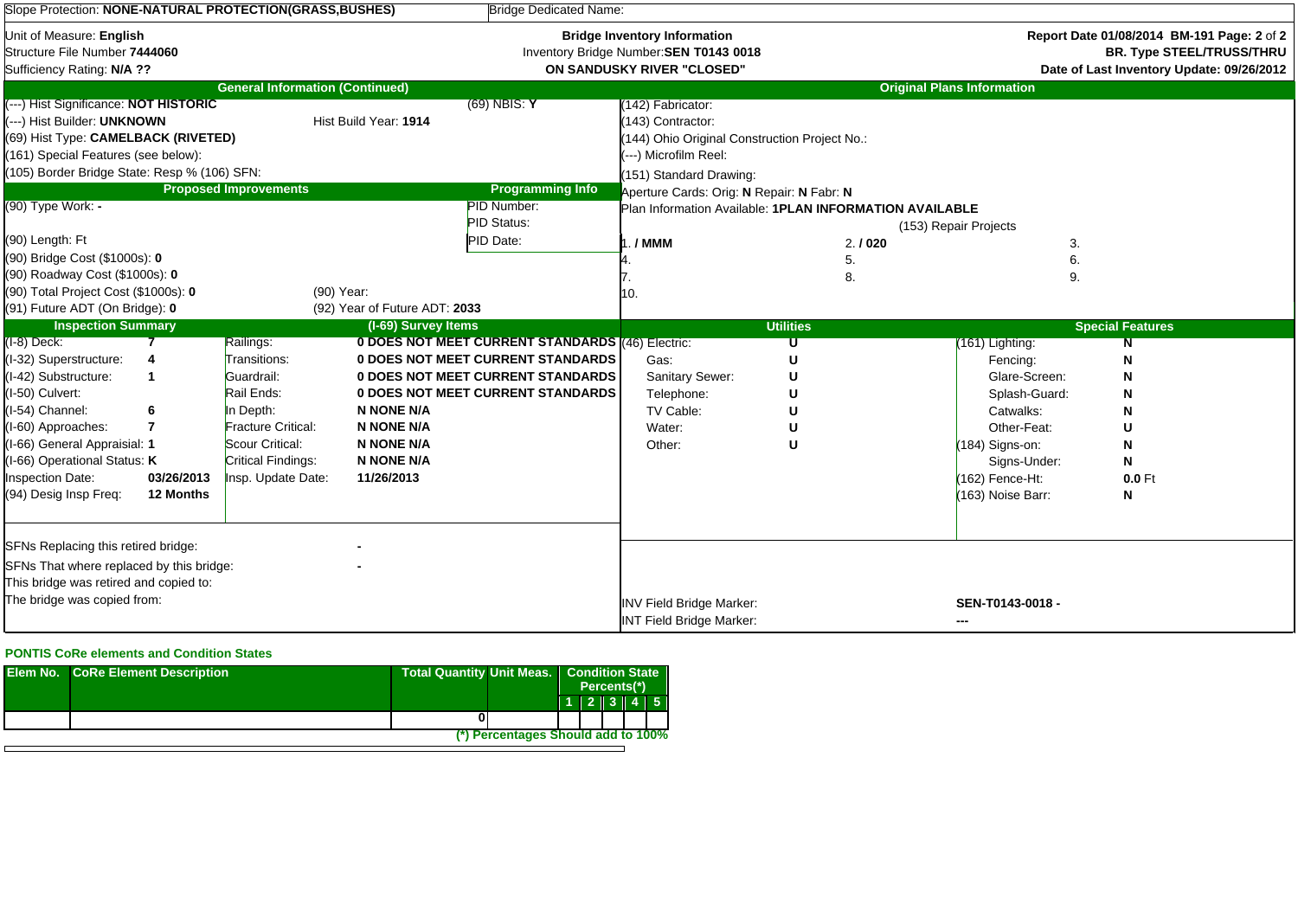Slope Protection: **NONE-NATURAL PROTECTION(GRASS,BUSHES)**

Bridge Dedicated Name:

Unit of Measure: **English**
Structure File Number **7444060**
Sufficiency Rating: **N/A ??**

**Bridge Inventory Information**
Inventory Bridge Number:**SEN T0143 0018**
**ON SANDUSKY RIVER "CLOSED"**

Report Date 01/08/2014 BM-191
**BR. Type STEEL/TRUSS/THRU**
**Date of Last Inventory Update: 09/26/2012**

## General Information (Continued)

(---) Hist Significance: **NOT HISTORIC**
(69) NBIS: **Y**
(---) Hist Builder: **UNKNOWN**
Hist Build Year: **1914**
(69) Hist Type: **CAMELBACK (RIVETED)**
(161) Special Features (see below):
(105) Border Bridge State: Resp % (106) SFN:

## Original Plans Information

(142) Fabricator:
(143) Contractor:
(144) Ohio Original Construction Project No.:
(---) Microfilm Reel:
(151) Standard Drawing:
Aperture Cards: Orig: **N** Repair: **N** Fabr: **N**
Plan Information Available: **1PLAN INFORMATION AVAILABLE**

(153) Repair Projects

| | | |
|---|---|---|
| 1. **/ MMM** | 2. **/ 020** | 3. |
| 4. | 5. | 6. |
| 7. | 8. | 9. |
| 10. | | |

## Proposed Improvements

(90) Type Work: **-**
(90) Length: Ft
(90) Bridge Cost ($1000s): **0**
(90) Roadway Cost ($1000s): **0**
(90) Total Project Cost ($1000s): **0**
(90) Year:
(91) Future ADT (On Bridge): **0**
(92) Year of Future ADT: **2033**

## Programming Info

PID Number:
PID Status:
PID Date:

## Inspection Summary

| | |
|---|---|
| (I-8) Deck: | **7** |
| (I-32) Superstructure: | **4** |
| (I-42) Substructure: | **1** |
| (I-50) Culvert: | |
| (I-54) Channel: | **6** |
| (I-60) Approaches: | **7** |
| (I-66) General Appraisial: | **1** |
| (I-66) Operational Status: | **K** |
| Inspection Date: | **03/26/2013** |
| (94) Desig Insp Freq: | **12 Months** |

## (I-69) Survey Items

| | |
|---|---|
| Railings: | **0 DOES NOT MEET CURRENT STANDARDS** |
| Transitions: | **0 DOES NOT MEET CURRENT STANDARDS** |
| Guardrail: | **0 DOES NOT MEET CURRENT STANDARDS** |
| Rail Ends: | **0 DOES NOT MEET CURRENT STANDARDS** |
| In Depth: | **N NONE N/A** |
| Fracture Critical: | **N NONE N/A** |
| Scour Critical: | **N NONE N/A** |
| Critical Findings: | **N NONE N/A** |
| Insp. Update Date: | **11/26/2013** |

## Utilities

| | |
|---|---|
| (46) Electric: | **U** |
| Gas: | **U** |
| Sanitary Sewer: | **U** |
| Telephone: | **U** |
| TV Cable: | **U** |
| Water: | **U** |
| Other: | **U** |

## Special Features

| | |
|---|---|
| (161) Lighting: | **N** |
| Fencing: | **N** |
| Glare-Screen: | **N** |
| Splash-Guard: | **N** |
| Catwalks: | **N** |
| Other-Feat: | **U** |
| (184) Signs-on: | **N** |
| Signs-Under: | **N** |
| (162) Fence-Ht: | **0.0** Ft |
| (163) Noise Barr: | **N** |

SFNs Replacing this retired bridge: **-**
SFNs That where replaced by this bridge: **-**
This bridge was retired and copied to:
The bridge was copied from:

INV Field Bridge Marker: **SEN-T0143-0018 -**
INT Field Bridge Marker: **---**

### PONTIS CoRe elements and Condition States

| Elem No. | CoRe Element Description | Total Quantity | Unit Meas. | Condition State Percents(*) 1 | 2 | 3 | 4 | 5 |
|---|---|---|---|---|---|---|---|---|
| | | 0 | | | | | | |

**(*) Percentages Should add to 100%**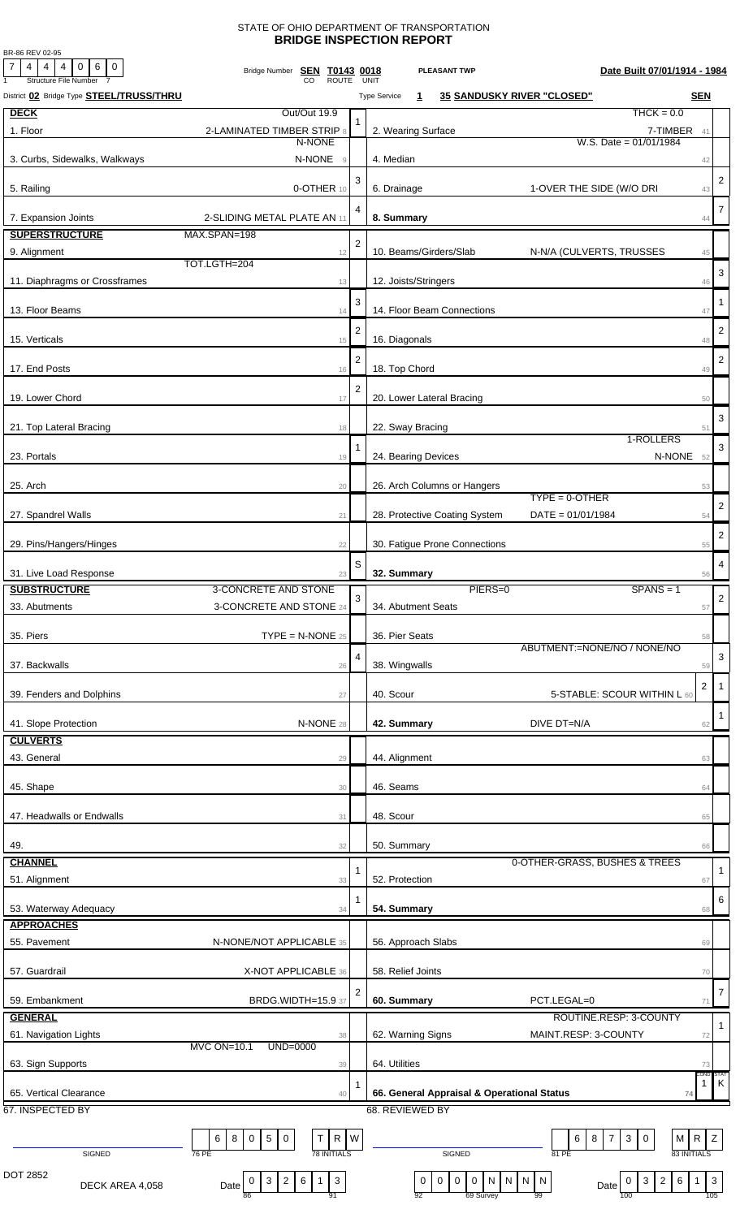STATE OF OHIO DEPARTMENT OF TRANSPORTATION

# BRIDGE INSPECTION REPORT

BR-86 REV 02-95

Structure File Number: 7 4 4 0 6 0

Bridge Number: SEN T0143 0018 (CO ROUTE UNIT) — PLEASANT TWP — Date Built 07/01/1914 - 1984

District 02 Bridge Type STEEL/TRUSS/THRU — Type Service 1 — 35 SANDUSKY RIVER "CLOSED" — SEN

| Item | Description | Rating | Item | Description | Rating |
|---|---|---|---|---|---|
| **DECK** | Out/Out 19.9 | | | THCK = 0.0 | |
| 1. Floor | 2-LAMINATED TIMBER STRIP 8 | 1 | 2. Wearing Surface | 7-TIMBER 41 | |
| 3. Curbs, Sidewalks, Walkways | N-NONE / N-NONE 9 | | 4. Median | W.S. Date = 01/01/1984 42 | |
| 5. Railing | 0-OTHER 10 | 3 | 6. Drainage | 1-OVER THE SIDE (W/O DRI 43 | 2 |
| 7. Expansion Joints | 2-SLIDING METAL PLATE AN 11 | 4 | **8. Summary** | 44 | 7 |
| **SUPERSTRUCTURE** | MAX.SPAN=198 | | | | |
| 9. Alignment | 12 | 2 | 10. Beams/Girders/Slab | N-N/A (CULVERTS, TRUSSES 45 | |
| 11. Diaphragms or Crossframes | TOT.LGTH=204 13 | | 12. Joists/Stringers | 46 | 3 |
| 13. Floor Beams | 14 | 3 | 14. Floor Beam Connections | 47 | 1 |
| 15. Verticals | 15 | 2 | 16. Diagonals | 48 | 2 |
| 17. End Posts | 16 | 2 | 18. Top Chord | 49 | 2 |
| 19. Lower Chord | 17 | 2 | 20. Lower Lateral Bracing | 50 | |
| 21. Top Lateral Bracing | 18 | | 22. Sway Bracing | 51 | 3 |
| 23. Portals | 19 | 1 | 24. Bearing Devices | 1-ROLLERS / N-NONE 52 | 3 |
| 25. Arch | 20 | | 26. Arch Columns or Hangers | 53 | |
| 27. Spandrel Walls | 21 | | 28. Protective Coating System | TYPE = 0-OTHER / DATE = 01/01/1984 54 | 2 |
| 29. Pins/Hangers/Hinges | 22 | | 30. Fatigue Prone Connections | 55 | 2 |
| 31. Live Load Response | 23 | S | **32. Summary** | 56 | 4 |
| **SUBSTRUCTURE** | 3-CONCRETE AND STONE | | | PIERS=0 SPANS = 1 | |
| 33. Abutments | 3-CONCRETE AND STONE 24 | 3 | 34. Abutment Seats | 57 | 2 |
| 35. Piers | TYPE = N-NONE 25 | | 36. Pier Seats | 58 | |
| 37. Backwalls | 26 | 4 | 38. Wingwalls | ABUTMENT:=NONE/NO / NONE/NO 59 | 3 |
| 39. Fenders and Dolphins | 27 | | 40. Scour | 5-STABLE: SCOUR WITHIN L 60 — 2 | 1 |
| 41. Slope Protection | N-NONE 28 | | **42. Summary** | DIVE DT=N/A 62 | 1 |
| **CULVERTS** | | | | | |
| 43. General | 29 | | 44. Alignment | 63 | |
| 45. Shape | 30 | | 46. Seams | 64 | |
| 47. Headwalls or Endwalls | 31 | | 48. Scour | 65 | |
| 49. | 32 | | 50. Summary | 66 | |
| **CHANNEL** | | | | | |
| 51. Alignment | 33 | 1 | 52. Protection | 0-OTHER-GRASS, BUSHES & TREES 67 | 1 |
| 53. Waterway Adequacy | 34 | 1 | **54. Summary** | 68 | 6 |
| **APPROACHES** | | | | | |
| 55. Pavement | N-NONE/NOT APPLICABLE 35 | | 56. Approach Slabs | 69 | |
| 57. Guardrail | X-NOT APPLICABLE 36 | | 58. Relief Joints | 70 | |
| 59. Embankment | BRDG.WIDTH=15.9 37 | 2 | **60. Summary** | PCT.LEGAL=0 71 | 7 |
| **GENERAL** | | | | | |
| 61. Navigation Lights | 38 | | 62. Warning Signs | ROUTINE.RESP: 3-COUNTY / MAINT.RESP: 3-COUNTY 72 | 1 |
| 63. Sign Supports | MVC ON=10.1 UND=0000 39 | | 64. Utilities | 73 | |
| 65. Vertical Clearance | 40 | 1 | **66. General Appraisal & Operational Status** | 74 — COND 1 | STAT K |

67. INSPECTED BY — SIGNED — 76 PE: 6 8 0 5 0 — 78 INITIALS: T R W

68. REVIEWED BY — SIGNED — 81 PE: 6 8 7 3 0 — 83 INITIALS: M R Z

DOT 2852 — DECK AREA 4,058 — Date (86–91): 0 3 2 6 1 3 — 92–99 (69 Survey): 0 0 0 0 N N N N — Date (100–105): 0 3 2 6 1 3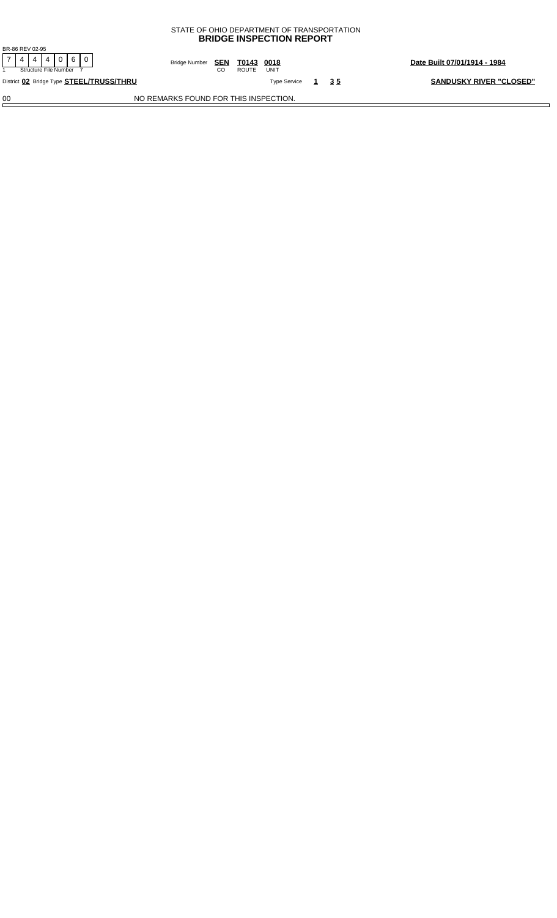STATE OF OHIO DEPARTMENT OF TRANSPORTATION

# BRIDGE INSPECTION REPORT

BR-86 REV 02-95

| 7 | 4 | 4 | 4 | 0 | 6 | 0 |
|---|---|---|---|---|---|---|

1 Structure File Number 7

Bridge Number **SEN** (CO) **T0143** (ROUTE) **0018** (UNIT)

**Date Built 07/01/1914 - 1984**

District **02** Bridge Type **STEEL/TRUSS/THRU**

Type Service **1** **3 5**

**SANDUSKY RIVER "CLOSED"**

00 NO REMARKS FOUND FOR THIS INSPECTION.